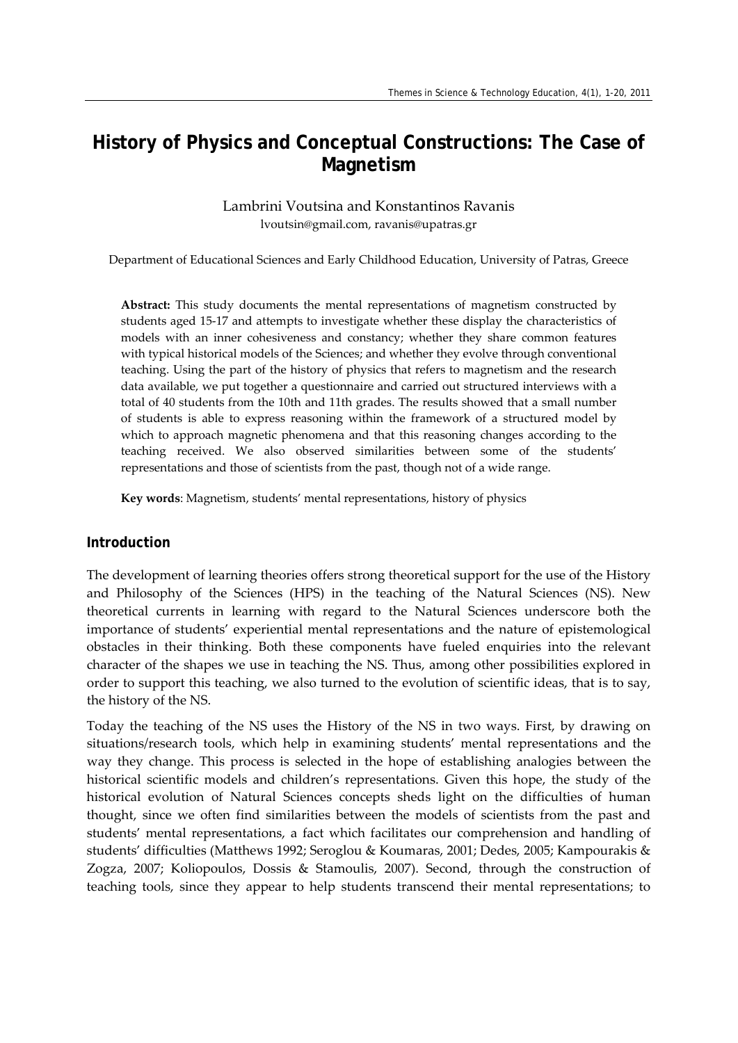# History of Physics and Conceptual Constructions: The Case of Magnetism

Lambrini Voutsina and Konstantinos Ravanis
lvoutsin@gmail.com, ravanis@upatras.gr

Department of Educational Sciences and Early Childhood Education, University of Patras, Greece

**Abstract:** This study documents the mental representations of magnetism constructed by students aged 15-17 and attempts to investigate whether these display the characteristics of models with an inner cohesiveness and constancy; whether they share common features with typical historical models of the Sciences; and whether they evolve through conventional teaching. Using the part of the history of physics that refers to magnetism and the research data available, we put together a questionnaire and carried out structured interviews with a total of 40 students from the 10th and 11th grades. The results showed that a small number of students is able to express reasoning within the framework of a structured model by which to approach magnetic phenomena and that this reasoning changes according to the teaching received. We also observed similarities between some of the students' representations and those of scientists from the past, though not of a wide range.

**Key words**: Magnetism, students' mental representations, history of physics

## Introduction

The development of learning theories offers strong theoretical support for the use of the History and Philosophy of the Sciences (HPS) in the teaching of the Natural Sciences (NS). New theoretical currents in learning with regard to the Natural Sciences underscore both the importance of students' experiential mental representations and the nature of epistemological obstacles in their thinking. Both these components have fueled enquiries into the relevant character of the shapes we use in teaching the NS. Thus, among other possibilities explored in order to support this teaching, we also turned to the evolution of scientific ideas, that is to say, the history of the NS.

Today the teaching of the NS uses the History of the NS in two ways. First, by drawing on situations/research tools, which help in examining students' mental representations and the way they change. This process is selected in the hope of establishing analogies between the historical scientific models and children's representations. Given this hope, the study of the historical evolution of Natural Sciences concepts sheds light on the difficulties of human thought, since we often find similarities between the models of scientists from the past and students' mental representations, a fact which facilitates our comprehension and handling of students' difficulties (Matthews 1992; Seroglou & Koumaras, 2001; Dedes, 2005; Kampourakis & Zogza, 2007; Koliopoulos, Dossis & Stamoulis, 2007). Second, through the construction of teaching tools, since they appear to help students transcend their mental representations; to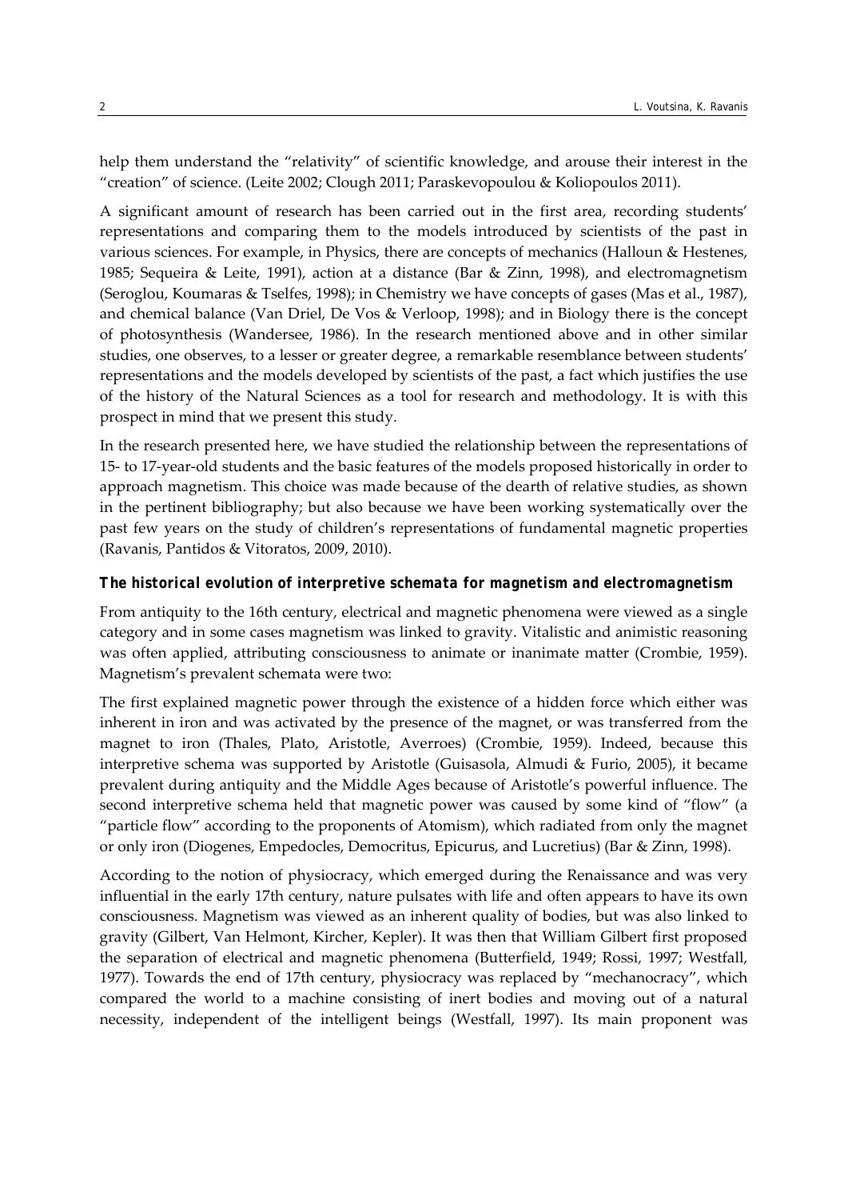help them understand the "relativity" of scientific knowledge, and arouse their interest in the "creation" of science. (Leite 2002; Clough 2011; Paraskevopoulou & Koliopoulos 2011).

A significant amount of research has been carried out in the first area, recording students' representations and comparing them to the models introduced by scientists of the past in various sciences. For example, in Physics, there are concepts of mechanics (Halloun & Hestenes, 1985; Sequeira & Leite, 1991), action at a distance (Bar & Zinn, 1998), and electromagnetism (Seroglou, Koumaras & Tselfes, 1998); in Chemistry we have concepts of gases (Mas et al., 1987), and chemical balance (Van Driel, De Vos & Verloop, 1998); and in Biology there is the concept of photosynthesis (Wandersee, 1986). In the research mentioned above and in other similar studies, one observes, to a lesser or greater degree, a remarkable resemblance between students' representations and the models developed by scientists of the past, a fact which justifies the use of the history of the Natural Sciences as a tool for research and methodology. It is with this prospect in mind that we present this study.

In the research presented here, we have studied the relationship between the representations of 15- to 17-year-old students and the basic features of the models proposed historically in order to approach magnetism. This choice was made because of the dearth of relative studies, as shown in the pertinent bibliography; but also because we have been working systematically over the past few years on the study of children's representations of fundamental magnetic properties (Ravanis, Pantidos & Vitoratos, 2009, 2010).

## The historical evolution of interpretive schemata for magnetism and electromagnetism

From antiquity to the 16th century, electrical and magnetic phenomena were viewed as a single category and in some cases magnetism was linked to gravity. Vitalistic and animistic reasoning was often applied, attributing consciousness to animate or inanimate matter (Crombie, 1959). Magnetism's prevalent schemata were two:

The first explained magnetic power through the existence of a hidden force which either was inherent in iron and was activated by the presence of the magnet, or was transferred from the magnet to iron (Thales, Plato, Aristotle, Averroes) (Crombie, 1959). Indeed, because this interpretive schema was supported by Aristotle (Guisasola, Almudi & Furio, 2005), it became prevalent during antiquity and the Middle Ages because of Aristotle's powerful influence. The second interpretive schema held that magnetic power was caused by some kind of "flow" (a "particle flow" according to the proponents of Atomism), which radiated from only the magnet or only iron (Diogenes, Empedocles, Democritus, Epicurus, and Lucretius) (Bar & Zinn, 1998).

According to the notion of physiocracy, which emerged during the Renaissance and was very influential in the early 17th century, nature pulsates with life and often appears to have its own consciousness. Magnetism was viewed as an inherent quality of bodies, but was also linked to gravity (Gilbert, Van Helmont, Kircher, Kepler). It was then that William Gilbert first proposed the separation of electrical and magnetic phenomena (Butterfield, 1949; Rossi, 1997; Westfall, 1977). Towards the end of 17th century, physiocracy was replaced by "mechanocracy", which compared the world to a machine consisting of inert bodies and moving out of a natural necessity, independent of the intelligent beings (Westfall, 1997). Its main proponent was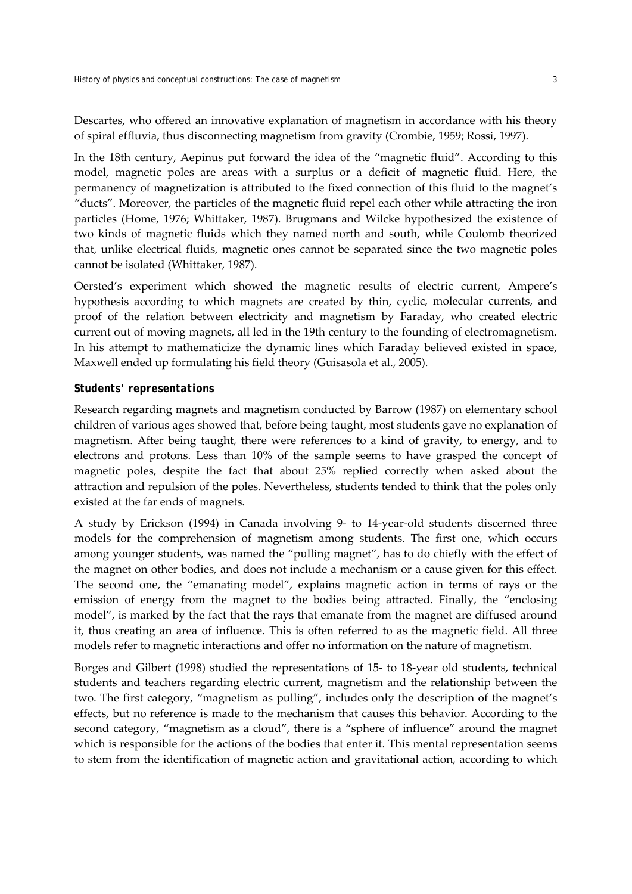Descartes, who offered an innovative explanation of magnetism in accordance with his theory of spiral effluvia, thus disconnecting magnetism from gravity (Crombie, 1959; Rossi, 1997).

In the 18th century, Aepinus put forward the idea of the "magnetic fluid". According to this model, magnetic poles are areas with a surplus or a deficit of magnetic fluid. Here, the permanency of magnetization is attributed to the fixed connection of this fluid to the magnet's "ducts". Moreover, the particles of the magnetic fluid repel each other while attracting the iron particles (Home, 1976; Whittaker, 1987). Brugmans and Wilcke hypothesized the existence of two kinds of magnetic fluids which they named north and south, while Coulomb theorized that, unlike electrical fluids, magnetic ones cannot be separated since the two magnetic poles cannot be isolated (Whittaker, 1987).

Oersted's experiment which showed the magnetic results of electric current, Ampere's hypothesis according to which magnets are created by thin, cyclic, molecular currents, and proof of the relation between electricity and magnetism by Faraday, who created electric current out of moving magnets, all led in the 19th century to the founding of electromagnetism. In his attempt to mathematicize the dynamic lines which Faraday believed existed in space, Maxwell ended up formulating his field theory (Guisasola et al., 2005).

### *Students' representations*

Research regarding magnets and magnetism conducted by Barrow (1987) on elementary school children of various ages showed that, before being taught, most students gave no explanation of magnetism. After being taught, there were references to a kind of gravity, to energy, and to electrons and protons. Less than 10% of the sample seems to have grasped the concept of magnetic poles, despite the fact that about 25% replied correctly when asked about the attraction and repulsion of the poles. Nevertheless, students tended to think that the poles only existed at the far ends of magnets.

A study by Erickson (1994) in Canada involving 9- to 14-year-old students discerned three models for the comprehension of magnetism among students. The first one, which occurs among younger students, was named the "pulling magnet", has to do chiefly with the effect of the magnet on other bodies, and does not include a mechanism or a cause given for this effect. The second one, the "emanating model", explains magnetic action in terms of rays or the emission of energy from the magnet to the bodies being attracted. Finally, the "enclosing model", is marked by the fact that the rays that emanate from the magnet are diffused around it, thus creating an area of influence. This is often referred to as the magnetic field. All three models refer to magnetic interactions and offer no information on the nature of magnetism.

Borges and Gilbert (1998) studied the representations of 15- to 18-year old students, technical students and teachers regarding electric current, magnetism and the relationship between the two. The first category, "magnetism as pulling", includes only the description of the magnet's effects, but no reference is made to the mechanism that causes this behavior. According to the second category, "magnetism as a cloud", there is a "sphere of influence" around the magnet which is responsible for the actions of the bodies that enter it. This mental representation seems to stem from the identification of magnetic action and gravitational action, according to which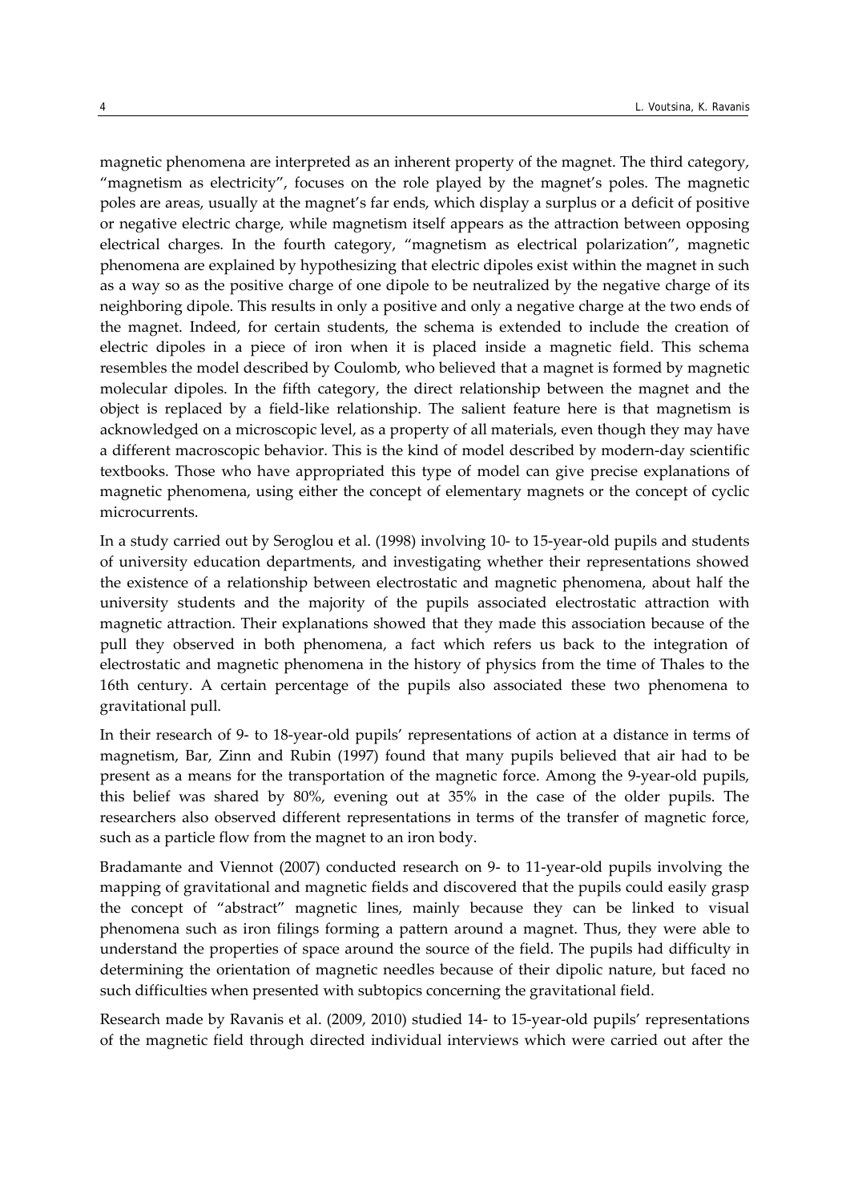magnetic phenomena are interpreted as an inherent property of the magnet. The third category, "magnetism as electricity", focuses on the role played by the magnet's poles. The magnetic poles are areas, usually at the magnet's far ends, which display a surplus or a deficit of positive or negative electric charge, while magnetism itself appears as the attraction between opposing electrical charges. In the fourth category, "magnetism as electrical polarization", magnetic phenomena are explained by hypothesizing that electric dipoles exist within the magnet in such as a way so as the positive charge of one dipole to be neutralized by the negative charge of its neighboring dipole. This results in only a positive and only a negative charge at the two ends of the magnet. Indeed, for certain students, the schema is extended to include the creation of electric dipoles in a piece of iron when it is placed inside a magnetic field. This schema resembles the model described by Coulomb, who believed that a magnet is formed by magnetic molecular dipoles. In the fifth category, the direct relationship between the magnet and the object is replaced by a field-like relationship. The salient feature here is that magnetism is acknowledged on a microscopic level, as a property of all materials, even though they may have a different macroscopic behavior. This is the kind of model described by modern-day scientific textbooks. Those who have appropriated this type of model can give precise explanations of magnetic phenomena, using either the concept of elementary magnets or the concept of cyclic microcurrents.

In a study carried out by Seroglou et al. (1998) involving 10- to 15-year-old pupils and students of university education departments, and investigating whether their representations showed the existence of a relationship between electrostatic and magnetic phenomena, about half the university students and the majority of the pupils associated electrostatic attraction with magnetic attraction. Their explanations showed that they made this association because of the pull they observed in both phenomena, a fact which refers us back to the integration of electrostatic and magnetic phenomena in the history of physics from the time of Thales to the 16th century. A certain percentage of the pupils also associated these two phenomena to gravitational pull.

In their research of 9- to 18-year-old pupils' representations of action at a distance in terms of magnetism, Bar, Zinn and Rubin (1997) found that many pupils believed that air had to be present as a means for the transportation of the magnetic force. Among the 9-year-old pupils, this belief was shared by 80%, evening out at 35% in the case of the older pupils. The researchers also observed different representations in terms of the transfer of magnetic force, such as a particle flow from the magnet to an iron body.

Bradamante and Viennot (2007) conducted research on 9- to 11-year-old pupils involving the mapping of gravitational and magnetic fields and discovered that the pupils could easily grasp the concept of "abstract" magnetic lines, mainly because they can be linked to visual phenomena such as iron filings forming a pattern around a magnet. Thus, they were able to understand the properties of space around the source of the field. The pupils had difficulty in determining the orientation of magnetic needles because of their dipolic nature, but faced no such difficulties when presented with subtopics concerning the gravitational field.

Research made by Ravanis et al. (2009, 2010) studied 14- to 15-year-old pupils' representations of the magnetic field through directed individual interviews which were carried out after the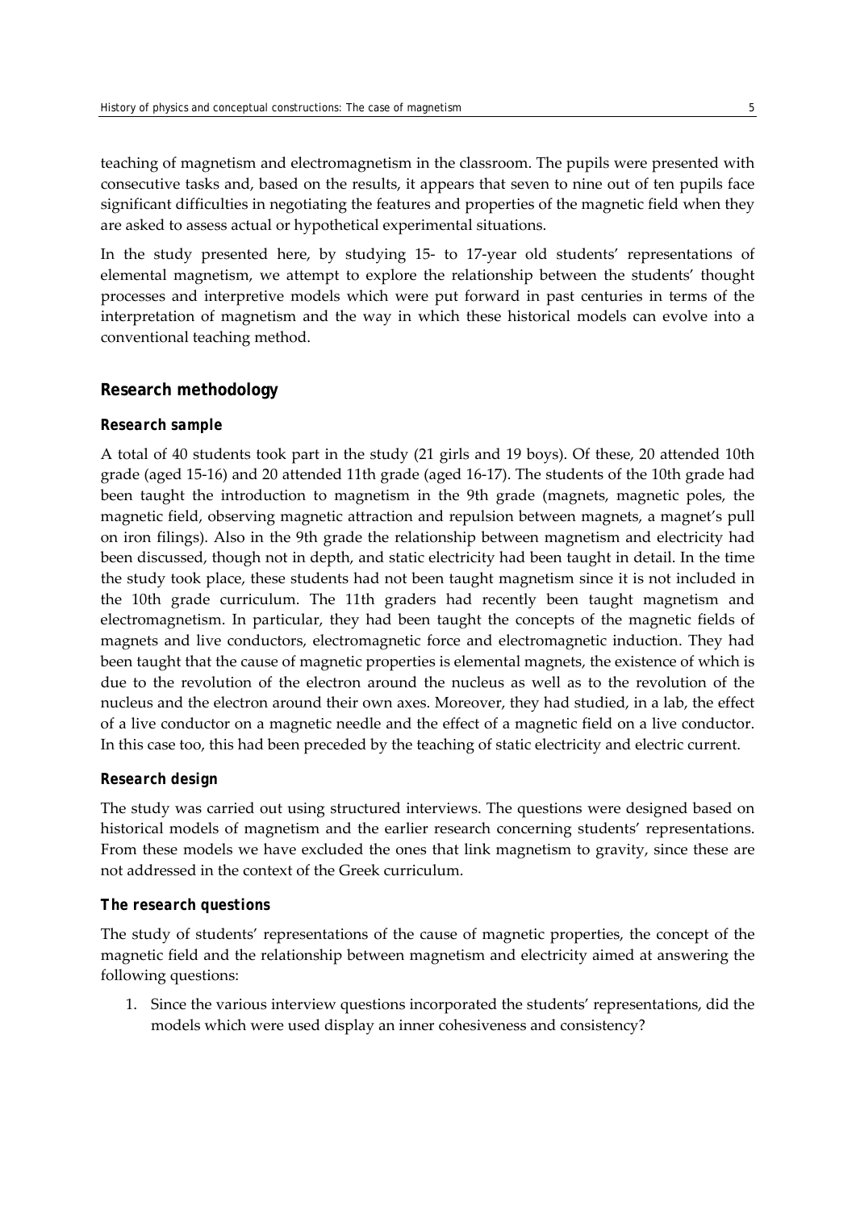teaching of magnetism and electromagnetism in the classroom. The pupils were presented with consecutive tasks and, based on the results, it appears that seven to nine out of ten pupils face significant difficulties in negotiating the features and properties of the magnetic field when they are asked to assess actual or hypothetical experimental situations.

In the study presented here, by studying 15- to 17-year old students' representations of elemental magnetism, we attempt to explore the relationship between the students' thought processes and interpretive models which were put forward in past centuries in terms of the interpretation of magnetism and the way in which these historical models can evolve into a conventional teaching method.

## Research methodology

### Research sample

A total of 40 students took part in the study (21 girls and 19 boys). Of these, 20 attended 10th grade (aged 15-16) and 20 attended 11th grade (aged 16-17). The students of the 10th grade had been taught the introduction to magnetism in the 9th grade (magnets, magnetic poles, the magnetic field, observing magnetic attraction and repulsion between magnets, a magnet's pull on iron filings). Also in the 9th grade the relationship between magnetism and electricity had been discussed, though not in depth, and static electricity had been taught in detail. In the time the study took place, these students had not been taught magnetism since it is not included in the 10th grade curriculum. The 11th graders had recently been taught magnetism and electromagnetism. In particular, they had been taught the concepts of the magnetic fields of magnets and live conductors, electromagnetic force and electromagnetic induction. They had been taught that the cause of magnetic properties is elemental magnets, the existence of which is due to the revolution of the electron around the nucleus as well as to the revolution of the nucleus and the electron around their own axes. Moreover, they had studied, in a lab, the effect of a live conductor on a magnetic needle and the effect of a magnetic field on a live conductor. In this case too, this had been preceded by the teaching of static electricity and electric current.

### Research design

The study was carried out using structured interviews. The questions were designed based on historical models of magnetism and the earlier research concerning students' representations. From these models we have excluded the ones that link magnetism to gravity, since these are not addressed in the context of the Greek curriculum.

### The research questions

The study of students' representations of the cause of magnetic properties, the concept of the magnetic field and the relationship between magnetism and electricity aimed at answering the following questions:

1. Since the various interview questions incorporated the students' representations, did the models which were used display an inner cohesiveness and consistency?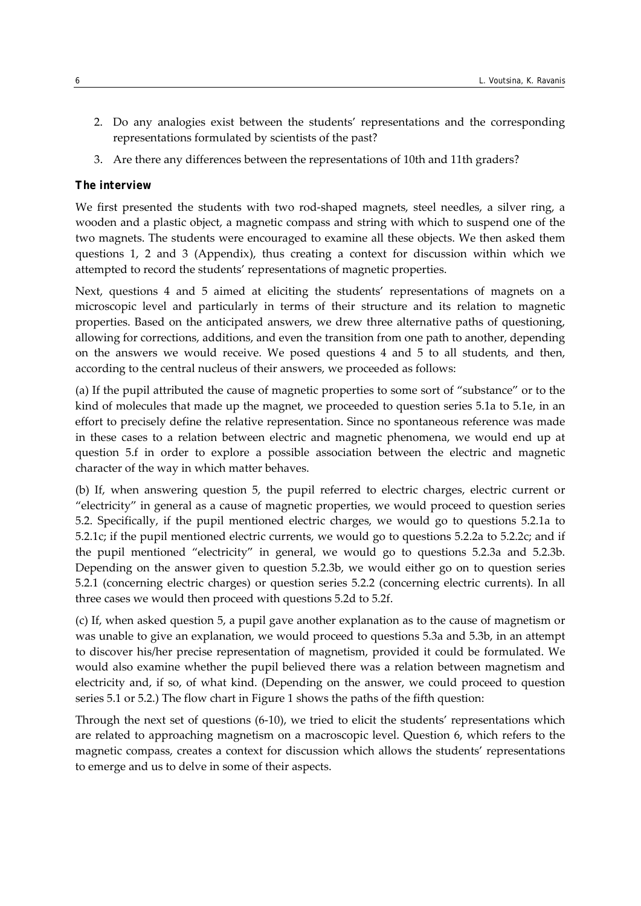2. Do any analogies exist between the students' representations and the corresponding representations formulated by scientists of the past?
3. Are there any differences between the representations of 10th and 11th graders?

### The interview

We first presented the students with two rod-shaped magnets, steel needles, a silver ring, a wooden and a plastic object, a magnetic compass and string with which to suspend one of the two magnets. The students were encouraged to examine all these objects. We then asked them questions 1, 2 and 3 (Appendix), thus creating a context for discussion within which we attempted to record the students' representations of magnetic properties.

Next, questions 4 and 5 aimed at eliciting the students' representations of magnets on a microscopic level and particularly in terms of their structure and its relation to magnetic properties. Based on the anticipated answers, we drew three alternative paths of questioning, allowing for corrections, additions, and even the transition from one path to another, depending on the answers we would receive. We posed questions 4 and 5 to all students, and then, according to the central nucleus of their answers, we proceeded as follows:

(a) If the pupil attributed the cause of magnetic properties to some sort of "substance" or to the kind of molecules that made up the magnet, we proceeded to question series 5.1a to 5.1e, in an effort to precisely define the relative representation. Since no spontaneous reference was made in these cases to a relation between electric and magnetic phenomena, we would end up at question 5.f in order to explore a possible association between the electric and magnetic character of the way in which matter behaves.

(b) If, when answering question 5, the pupil referred to electric charges, electric current or "electricity" in general as a cause of magnetic properties, we would proceed to question series 5.2. Specifically, if the pupil mentioned electric charges, we would go to questions 5.2.1a to 5.2.1c; if the pupil mentioned electric currents, we would go to questions 5.2.2a to 5.2.2c; and if the pupil mentioned "electricity" in general, we would go to questions 5.2.3a and 5.2.3b. Depending on the answer given to question 5.2.3b, we would either go on to question series 5.2.1 (concerning electric charges) or question series 5.2.2 (concerning electric currents). In all three cases we would then proceed with questions 5.2d to 5.2f.

(c) If, when asked question 5, a pupil gave another explanation as to the cause of magnetism or was unable to give an explanation, we would proceed to questions 5.3a and 5.3b, in an attempt to discover his/her precise representation of magnetism, provided it could be formulated. We would also examine whether the pupil believed there was a relation between magnetism and electricity and, if so, of what kind. (Depending on the answer, we could proceed to question series 5.1 or 5.2.) The flow chart in Figure 1 shows the paths of the fifth question:

Through the next set of questions (6-10), we tried to elicit the students' representations which are related to approaching magnetism on a macroscopic level. Question 6, which refers to the magnetic compass, creates a context for discussion which allows the students' representations to emerge and us to delve in some of their aspects.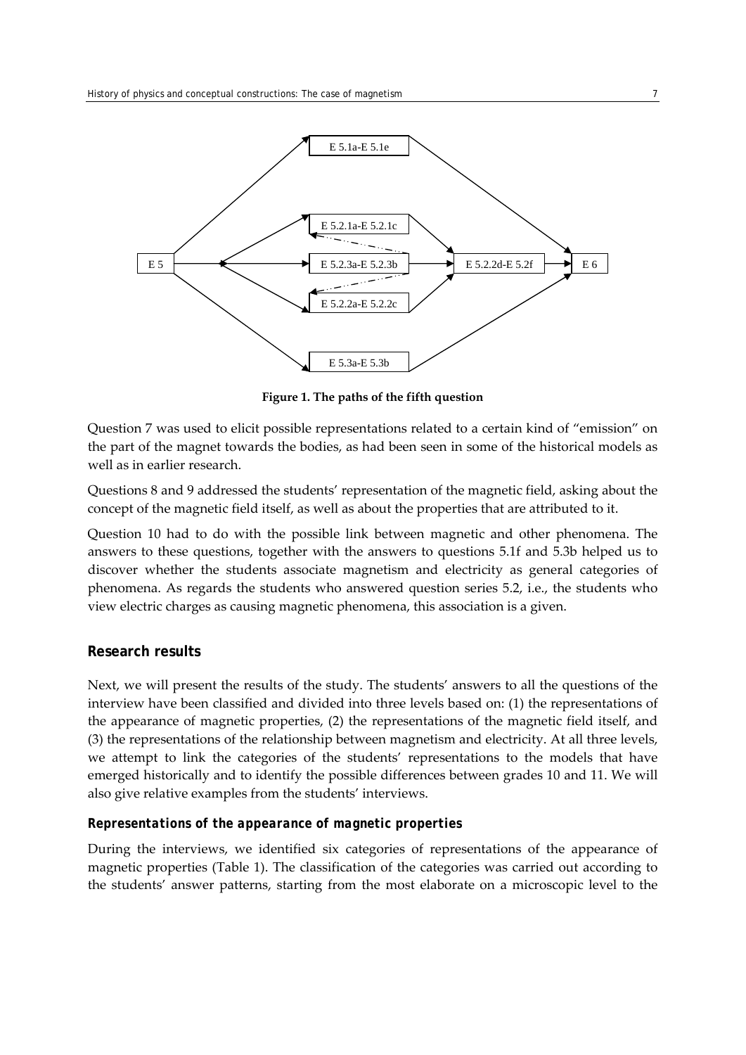E 5.1a-E 5.1e

E 5 | E 5.2.1a-E 5.2.1c | E 5.2.3a-E 5.2.3b | E 5.2.2a-E 5.2.2c | E 5.2.2d-E 5.2f | E 6

E 5.3a-E 5.3b

**Figure 1. The paths of the fifth question**

Question 7 was used to elicit possible representations related to a certain kind of "emission" on the part of the magnet towards the bodies, as had been seen in some of the historical models as well as in earlier research.

Questions 8 and 9 addressed the students' representation of the magnetic field, asking about the concept of the magnetic field itself, as well as about the properties that are attributed to it.

Question 10 had to do with the possible link between magnetic and other phenomena. The answers to these questions, together with the answers to questions 5.1f and 5.3b helped us to discover whether the students associate magnetism and electricity as general categories of phenomena. As regards the students who answered question series 5.2, i.e., the students who view electric charges as causing magnetic phenomena, this association is a given.

## Research results

Next, we will present the results of the study. The students' answers to all the questions of the interview have been classified and divided into three levels based on: (1) the representations of the appearance of magnetic properties, (2) the representations of the magnetic field itself, and (3) the representations of the relationship between magnetism and electricity. At all three levels, we attempt to link the categories of the students' representations to the models that have emerged historically and to identify the possible differences between grades 10 and 11. We will also give relative examples from the students' interviews.

### Representations of the appearance of magnetic properties

During the interviews, we identified six categories of representations of the appearance of magnetic properties (Table 1). The classification of the categories was carried out according to the students' answer patterns, starting from the most elaborate on a microscopic level to the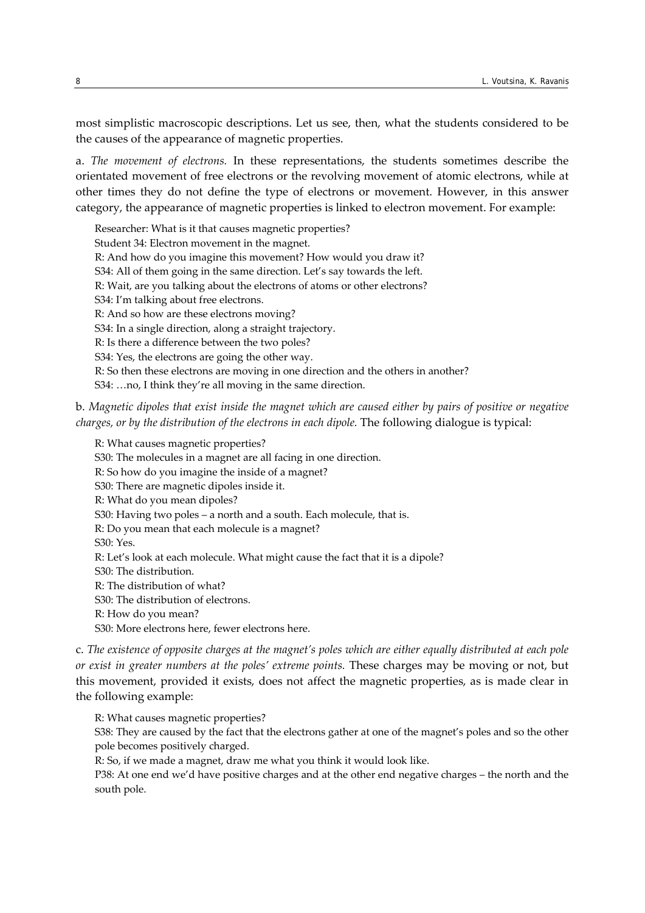most simplistic macroscopic descriptions. Let us see, then, what the students considered to be the causes of the appearance of magnetic properties.

a. *The movement of electrons.* In these representations, the students sometimes describe the orientated movement of free electrons or the revolving movement of atomic electrons, while at other times they do not define the type of electrons or movement. However, in this answer category, the appearance of magnetic properties is linked to electron movement. For example:

> Researcher: What is it that causes magnetic properties?
> Student 34: Electron movement in the magnet.
> R: And how do you imagine this movement? How would you draw it?
> S34: All of them going in the same direction. Let's say towards the left.
> R: Wait, are you talking about the electrons of atoms or other electrons?
> S34: I'm talking about free electrons.
> R: And so how are these electrons moving?
> S34: In a single direction, along a straight trajectory.
> R: Is there a difference between the two poles?
> S34: Yes, the electrons are going the other way.
> R: So then these electrons are moving in one direction and the others in another?
> S34: …no, I think they're all moving in the same direction.

b. *Magnetic dipoles that exist inside the magnet which are caused either by pairs of positive or negative charges, or by the distribution of the electrons in each dipole.* The following dialogue is typical:

> R: What causes magnetic properties?
> S30: The molecules in a magnet are all facing in one direction.
> R: So how do you imagine the inside of a magnet?
> S30: There are magnetic dipoles inside it.
> R: What do you mean dipoles?
> S30: Having two poles – a north and a south. Each molecule, that is.
> R: Do you mean that each molecule is a magnet?
> S30: Yes.
> R: Let's look at each molecule. What might cause the fact that it is a dipole?
> S30: The distribution.
> R: The distribution of what?
> S30: The distribution of electrons.
> R: How do you mean?
> S30: More electrons here, fewer electrons here.

c. *The existence of opposite charges at the magnet's poles which are either equally distributed at each pole or exist in greater numbers at the poles' extreme points.* These charges may be moving or not, but this movement, provided it exists, does not affect the magnetic properties, as is made clear in the following example:

> R: What causes magnetic properties?
> S38: They are caused by the fact that the electrons gather at one of the magnet's poles and so the other pole becomes positively charged.
> R: So, if we made a magnet, draw me what you think it would look like.
> P38: At one end we'd have positive charges and at the other end negative charges – the north and the south pole.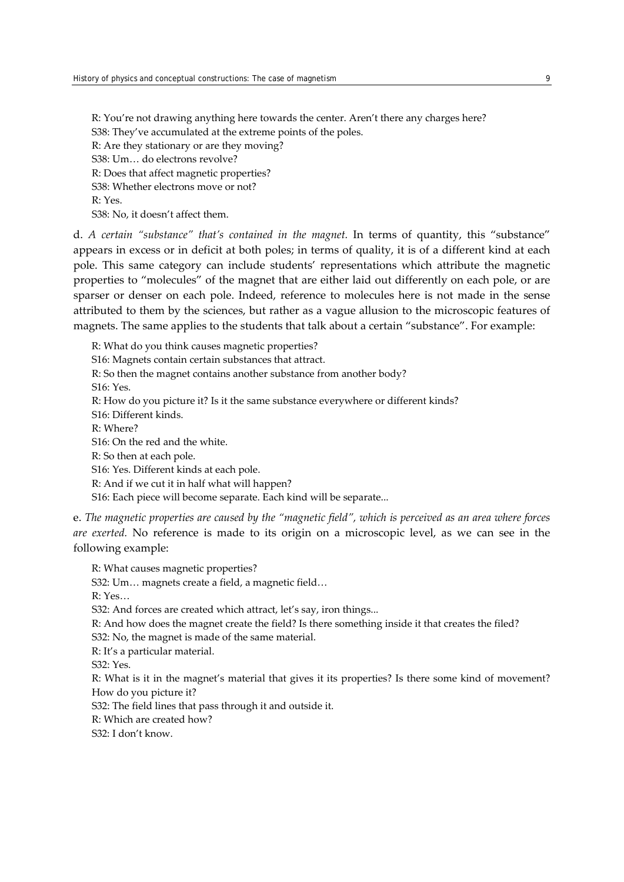R: You're not drawing anything here towards the center. Aren't there any charges here?
S38: They've accumulated at the extreme points of the poles.
R: Are they stationary or are they moving?
S38: Um… do electrons revolve?
R: Does that affect magnetic properties?
S38: Whether electrons move or not?
R: Yes.
S38: No, it doesn't affect them.

d. *A certain "substance" that's contained in the magnet.* In terms of quantity, this "substance" appears in excess or in deficit at both poles; in terms of quality, it is of a different kind at each pole. This same category can include students' representations which attribute the magnetic properties to "molecules" of the magnet that are either laid out differently on each pole, or are sparser or denser on each pole. Indeed, reference to molecules here is not made in the sense attributed to them by the sciences, but rather as a vague allusion to the microscopic features of magnets. The same applies to the students that talk about a certain "substance". For example:

R: What do you think causes magnetic properties?
S16: Magnets contain certain substances that attract.
R: So then the magnet contains another substance from another body?
S16: Yes.
R: How do you picture it? Is it the same substance everywhere or different kinds?
S16: Different kinds.
R: Where?
S16: On the red and the white.
R: So then at each pole.
S16: Yes. Different kinds at each pole.
R: And if we cut it in half what will happen?
S16: Each piece will become separate. Each kind will be separate...

e. *The magnetic properties are caused by the "magnetic field", which is perceived as an area where forces are exerted.* No reference is made to its origin on a microscopic level, as we can see in the following example:

R: What causes magnetic properties?
S32: Um… magnets create a field, a magnetic field…
R: Yes…
S32: And forces are created which attract, let's say, iron things...
R: And how does the magnet create the field? Is there something inside it that creates the filed?
S32: No, the magnet is made of the same material.
R: It's a particular material.
S32: Yes.
R: What is it in the magnet's material that gives it its properties? Is there some kind of movement? How do you picture it?
S32: The field lines that pass through it and outside it.
R: Which are created how?
S32: I don't know.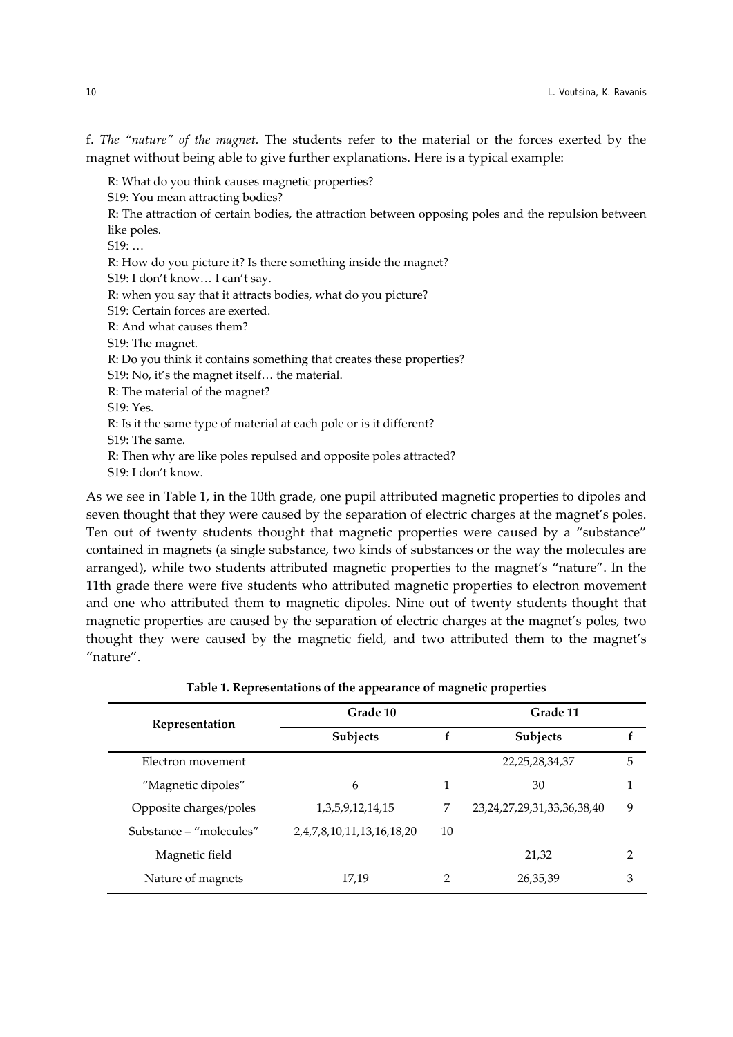f. *The "nature" of the magnet.* The students refer to the material or the forces exerted by the magnet without being able to give further explanations. Here is a typical example:

R: What do you think causes magnetic properties?
S19: You mean attracting bodies?
R: The attraction of certain bodies, the attraction between opposing poles and the repulsion between like poles.
S19: …
R: How do you picture it? Is there something inside the magnet?
S19: I don't know… I can't say.
R: when you say that it attracts bodies, what do you picture?
S19: Certain forces are exerted.
R: And what causes them?
S19: The magnet.
R: Do you think it contains something that creates these properties?
S19: No, it's the magnet itself… the material.
R: The material of the magnet?
S19: Yes.
R: Is it the same type of material at each pole or is it different?
S19: The same.
R: Then why are like poles repulsed and opposite poles attracted?
S19: I don't know.

As we see in Table 1, in the 10th grade, one pupil attributed magnetic properties to dipoles and seven thought that they were caused by the separation of electric charges at the magnet's poles. Ten out of twenty students thought that magnetic properties were caused by a "substance" contained in magnets (a single substance, two kinds of substances or the way the molecules are arranged), while two students attributed magnetic properties to the magnet's "nature". In the 11th grade there were five students who attributed magnetic properties to electron movement and one who attributed them to magnetic dipoles. Nine out of twenty students thought that magnetic properties are caused by the separation of electric charges at the magnet's poles, two thought they were caused by the magnetic field, and two attributed them to the magnet's "nature".

**Table 1. Representations of the appearance of magnetic properties**

| Representation | Grade 10 | | Grade 11 | |
|---|---|---|---|---|
| | Subjects | f | Subjects | f |
| Electron movement | | | 22,25,28,34,37 | 5 |
| "Magnetic dipoles" | 6 | 1 | 30 | 1 |
| Opposite charges/poles | 1,3,5,9,12,14,15 | 7 | 23,24,27,29,31,33,36,38,40 | 9 |
| Substance – "molecules" | 2,4,7,8,10,11,13,16,18,20 | 10 | | |
| Magnetic field | | | 21,32 | 2 |
| Nature of magnets | 17,19 | 2 | 26,35,39 | 3 |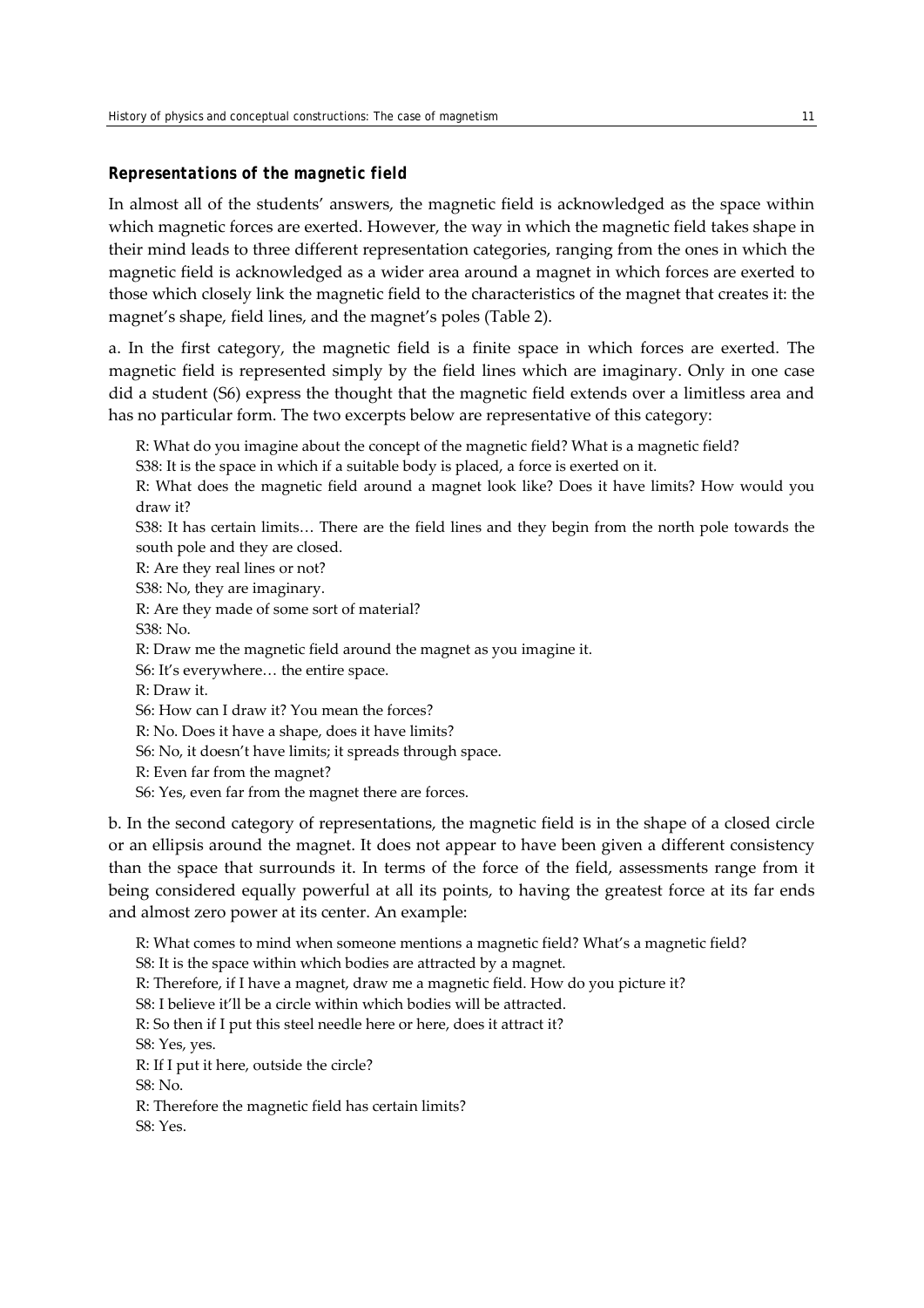### *Representations of the magnetic field*

In almost all of the students' answers, the magnetic field is acknowledged as the space within which magnetic forces are exerted. However, the way in which the magnetic field takes shape in their mind leads to three different representation categories, ranging from the ones in which the magnetic field is acknowledged as a wider area around a magnet in which forces are exerted to those which closely link the magnetic field to the characteristics of the magnet that creates it: the magnet's shape, field lines, and the magnet's poles (Table 2).

a. In the first category, the magnetic field is a finite space in which forces are exerted. The magnetic field is represented simply by the field lines which are imaginary. Only in one case did a student (S6) express the thought that the magnetic field extends over a limitless area and has no particular form. The two excerpts below are representative of this category:

> R: What do you imagine about the concept of the magnetic field? What is a magnetic field?
> S38: It is the space in which if a suitable body is placed, a force is exerted on it.
> R: What does the magnetic field around a magnet look like? Does it have limits? How would you draw it?
> S38: It has certain limits… There are the field lines and they begin from the north pole towards the south pole and they are closed.
> R: Are they real lines or not?
> S38: No, they are imaginary.
> R: Are they made of some sort of material?
> S38: No.
> R: Draw me the magnetic field around the magnet as you imagine it.
> S6: It's everywhere… the entire space.
> R: Draw it.
> S6: How can I draw it? You mean the forces?
> R: No. Does it have a shape, does it have limits?
> S6: No, it doesn't have limits; it spreads through space.
> R: Even far from the magnet?
> S6: Yes, even far from the magnet there are forces.

b. In the second category of representations, the magnetic field is in the shape of a closed circle or an ellipsis around the magnet. It does not appear to have been given a different consistency than the space that surrounds it. In terms of the force of the field, assessments range from it being considered equally powerful at all its points, to having the greatest force at its far ends and almost zero power at its center. An example:

> R: What comes to mind when someone mentions a magnetic field? What's a magnetic field?
> S8: It is the space within which bodies are attracted by a magnet.
> R: Therefore, if I have a magnet, draw me a magnetic field. How do you picture it?
> S8: I believe it'll be a circle within which bodies will be attracted.
> R: So then if I put this steel needle here or here, does it attract it?
> S8: Yes, yes.
> R: If I put it here, outside the circle?
> S8: No.
> R: Therefore the magnetic field has certain limits?
> S8: Yes.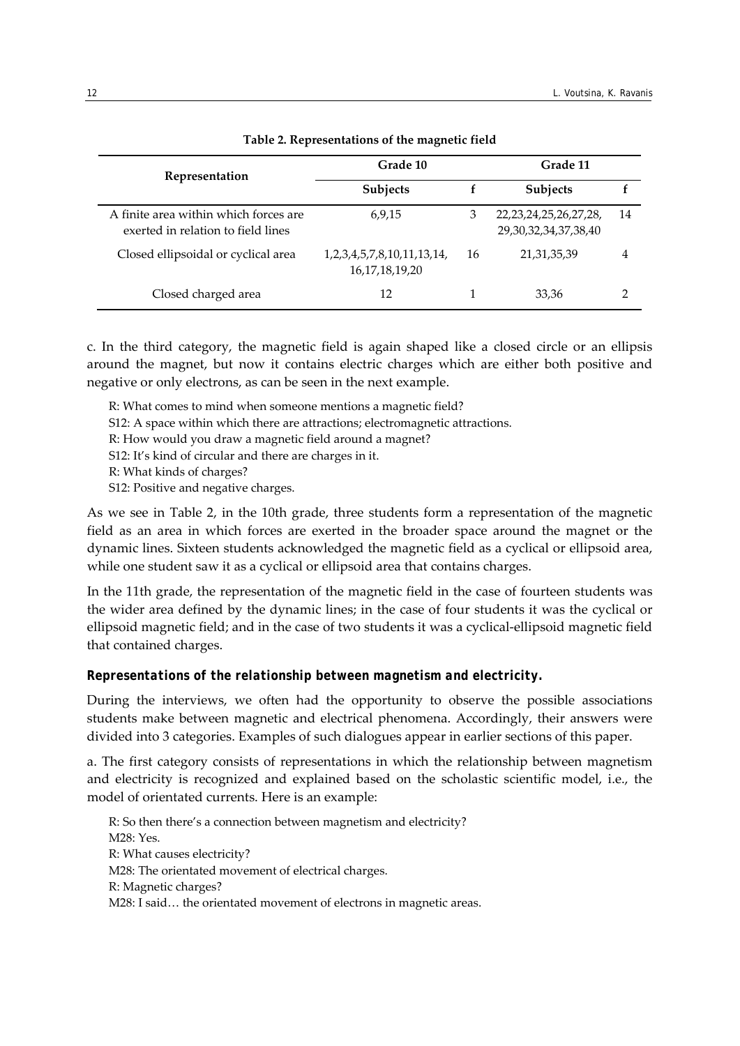**Table 2. Representations of the magnetic field**

| Representation | Grade 10 | | Grade 11 | |
|---|---|---|---|---|
| | Subjects | f | Subjects | f |
| A finite area within which forces are exerted in relation to field lines | 6,9,15 | 3 | 22,23,24,25,26,27,28, 29,30,32,34,37,38,40 | 14 |
| Closed ellipsoidal or cyclical area | 1,2,3,4,5,7,8,10,11,13,14, 16,17,18,19,20 | 16 | 21,31,35,39 | 4 |
| Closed charged area | 12 | 1 | 33,36 | 2 |

c. In the third category, the magnetic field is again shaped like a closed circle or an ellipsis around the magnet, but now it contains electric charges which are either both positive and negative or only electrons, as can be seen in the next example.

R: What comes to mind when someone mentions a magnetic field?
S12: A space within which there are attractions; electromagnetic attractions.
R: How would you draw a magnetic field around a magnet?
S12: It's kind of circular and there are charges in it.
R: What kinds of charges?
S12: Positive and negative charges.

As we see in Table 2, in the 10th grade, three students form a representation of the magnetic field as an area in which forces are exerted in the broader space around the magnet or the dynamic lines. Sixteen students acknowledged the magnetic field as a cyclical or ellipsoid area, while one student saw it as a cyclical or ellipsoid area that contains charges.

In the 11th grade, the representation of the magnetic field in the case of fourteen students was the wider area defined by the dynamic lines; in the case of four students it was the cyclical or ellipsoid magnetic field; and in the case of two students it was a cyclical-ellipsoid magnetic field that contained charges.

### Representations of the relationship between magnetism and electricity.

During the interviews, we often had the opportunity to observe the possible associations students make between magnetic and electrical phenomena. Accordingly, their answers were divided into 3 categories. Examples of such dialogues appear in earlier sections of this paper.

a. The first category consists of representations in which the relationship between magnetism and electricity is recognized and explained based on the scholastic scientific model, i.e., the model of orientated currents. Here is an example:

R: So then there's a connection between magnetism and electricity?
M28: Yes.
R: What causes electricity?
M28: The orientated movement of electrical charges.
R: Magnetic charges?
M28: I said… the orientated movement of electrons in magnetic areas.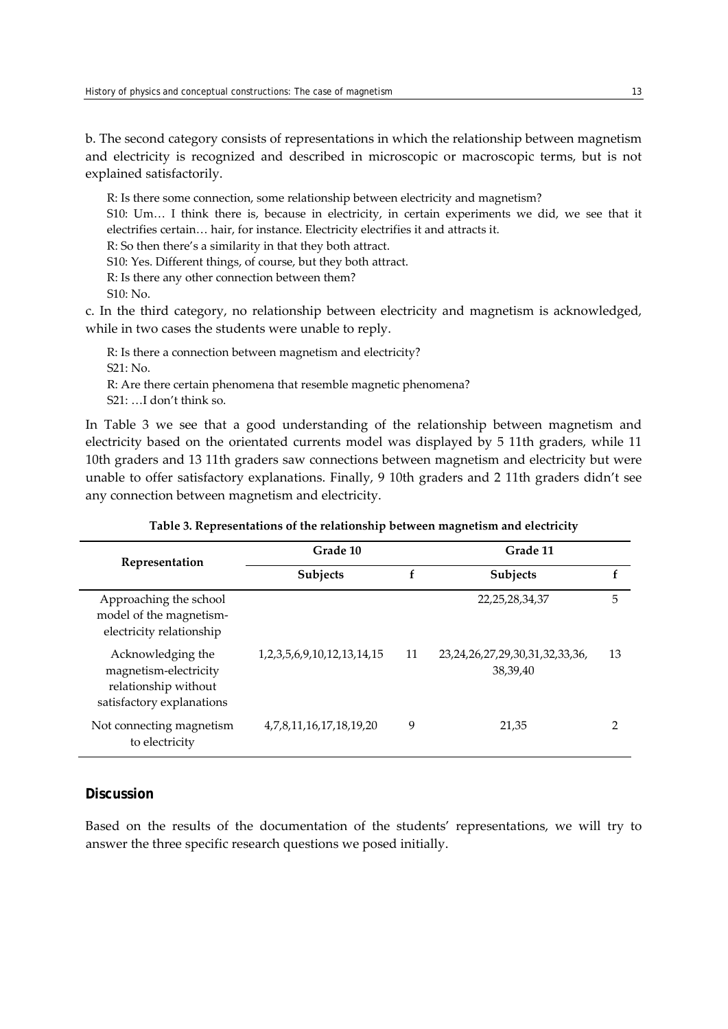b. The second category consists of representations in which the relationship between magnetism and electricity is recognized and described in microscopic or macroscopic terms, but is not explained satisfactorily.

R: Is there some connection, some relationship between electricity and magnetism?
S10: Um… I think there is, because in electricity, in certain experiments we did, we see that it electrifies certain… hair, for instance. Electricity electrifies it and attracts it.
R: So then there's a similarity in that they both attract.
S10: Yes. Different things, of course, but they both attract.
R: Is there any other connection between them?
S10: No.

c. In the third category, no relationship between electricity and magnetism is acknowledged, while in two cases the students were unable to reply.

R: Is there a connection between magnetism and electricity?
S21: No.
R: Are there certain phenomena that resemble magnetic phenomena?
S21: …I don't think so.

In Table 3 we see that a good understanding of the relationship between magnetism and electricity based on the orientated currents model was displayed by 5 11th graders, while 11 10th graders and 13 11th graders saw connections between magnetism and electricity but were unable to offer satisfactory explanations. Finally, 9 10th graders and 2 11th graders didn't see any connection between magnetism and electricity.

**Table 3. Representations of the relationship between magnetism and electricity**

| Representation | Grade 10 | | Grade 11 | |
|---|---|---|---|---|
| | **Subjects** | **f** | **Subjects** | **f** |
| Approaching the school model of the magnetism-electricity relationship | | | 22,25,28,34,37 | 5 |
| Acknowledging the magnetism-electricity relationship without satisfactory explanations | 1,2,3,5,6,9,10,12,13,14,15 | 11 | 23,24,26,27,29,30,31,32,33,36, 38,39,40 | 13 |
| Not connecting magnetism to electricity | 4,7,8,11,16,17,18,19,20 | 9 | 21,35 | 2 |

## Discussion

Based on the results of the documentation of the students' representations, we will try to answer the three specific research questions we posed initially.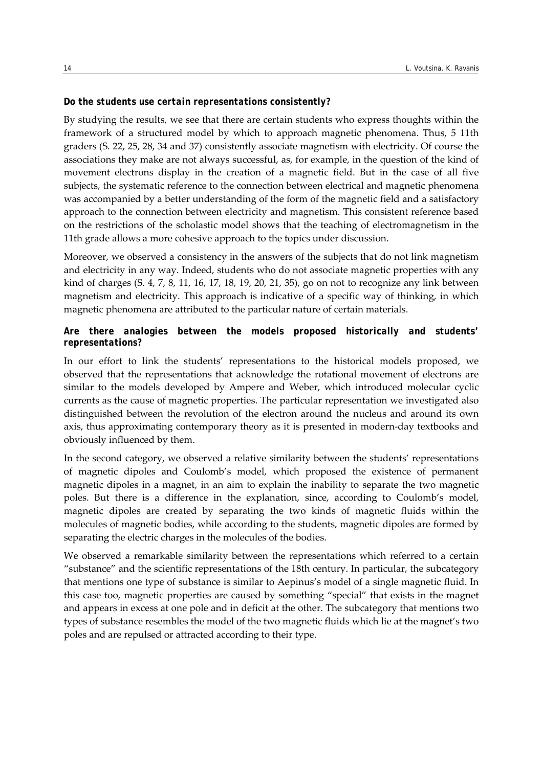**Do the students use certain representations consistently?**

By studying the results, we see that there are certain students who express thoughts within the framework of a structured model by which to approach magnetic phenomena. Thus, 5 11th graders (S. 22, 25, 28, 34 and 37) consistently associate magnetism with electricity. Of course the associations they make are not always successful, as, for example, in the question of the kind of movement electrons display in the creation of a magnetic field. But in the case of all five subjects, the systematic reference to the connection between electrical and magnetic phenomena was accompanied by a better understanding of the form of the magnetic field and a satisfactory approach to the connection between electricity and magnetism. This consistent reference based on the restrictions of the scholastic model shows that the teaching of electromagnetism in the 11th grade allows a more cohesive approach to the topics under discussion.

Moreover, we observed a consistency in the answers of the subjects that do not link magnetism and electricity in any way. Indeed, students who do not associate magnetic properties with any kind of charges (S. 4, 7, 8, 11, 16, 17, 18, 19, 20, 21, 35), go on not to recognize any link between magnetism and electricity. This approach is indicative of a specific way of thinking, in which magnetic phenomena are attributed to the particular nature of certain materials.

**Are there analogies between the models proposed historically and students' representations?**

In our effort to link the students' representations to the historical models proposed, we observed that the representations that acknowledge the rotational movement of electrons are similar to the models developed by Ampere and Weber, which introduced molecular cyclic currents as the cause of magnetic properties. The particular representation we investigated also distinguished between the revolution of the electron around the nucleus and around its own axis, thus approximating contemporary theory as it is presented in modern-day textbooks and obviously influenced by them.

In the second category, we observed a relative similarity between the students' representations of magnetic dipoles and Coulomb's model, which proposed the existence of permanent magnetic dipoles in a magnet, in an aim to explain the inability to separate the two magnetic poles. But there is a difference in the explanation, since, according to Coulomb's model, magnetic dipoles are created by separating the two kinds of magnetic fluids within the molecules of magnetic bodies, while according to the students, magnetic dipoles are formed by separating the electric charges in the molecules of the bodies.

We observed a remarkable similarity between the representations which referred to a certain "substance" and the scientific representations of the 18th century. In particular, the subcategory that mentions one type of substance is similar to Aepinus's model of a single magnetic fluid. In this case too, magnetic properties are caused by something "special" that exists in the magnet and appears in excess at one pole and in deficit at the other. The subcategory that mentions two types of substance resembles the model of the two magnetic fluids which lie at the magnet's two poles and are repulsed or attracted according to their type.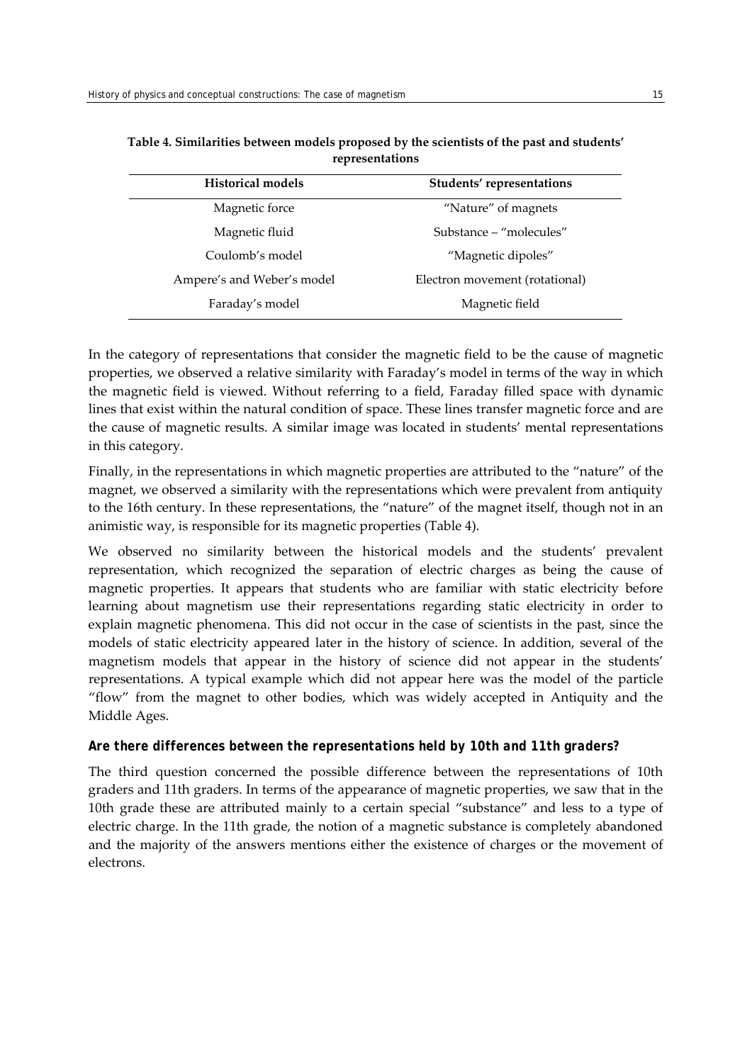**Table 4. Similarities between models proposed by the scientists of the past and students' representations**

| Historical models | Students' representations |
|---|---|
| Magnetic force | "Nature" of magnets |
| Magnetic fluid | Substance – "molecules" |
| Coulomb's model | "Magnetic dipoles" |
| Ampere's and Weber's model | Electron movement (rotational) |
| Faraday's model | Magnetic field |

In the category of representations that consider the magnetic field to be the cause of magnetic properties, we observed a relative similarity with Faraday's model in terms of the way in which the magnetic field is viewed. Without referring to a field, Faraday filled space with dynamic lines that exist within the natural condition of space. These lines transfer magnetic force and are the cause of magnetic results. A similar image was located in students' mental representations in this category.

Finally, in the representations in which magnetic properties are attributed to the "nature" of the magnet, we observed a similarity with the representations which were prevalent from antiquity to the 16th century. In these representations, the "nature" of the magnet itself, though not in an animistic way, is responsible for its magnetic properties (Table 4).

We observed no similarity between the historical models and the students' prevalent representation, which recognized the separation of electric charges as being the cause of magnetic properties. It appears that students who are familiar with static electricity before learning about magnetism use their representations regarding static electricity in order to explain magnetic phenomena. This did not occur in the case of scientists in the past, since the models of static electricity appeared later in the history of science. In addition, several of the magnetism models that appear in the history of science did not appear in the students' representations. A typical example which did not appear here was the model of the particle "flow" from the magnet to other bodies, which was widely accepted in Antiquity and the Middle Ages.

### Are there differences between the representations held by 10th and 11th graders?

The third question concerned the possible difference between the representations of 10th graders and 11th graders. In terms of the appearance of magnetic properties, we saw that in the 10th grade these are attributed mainly to a certain special "substance" and less to a type of electric charge. In the 11th grade, the notion of a magnetic substance is completely abandoned and the majority of the answers mentions either the existence of charges or the movement of electrons.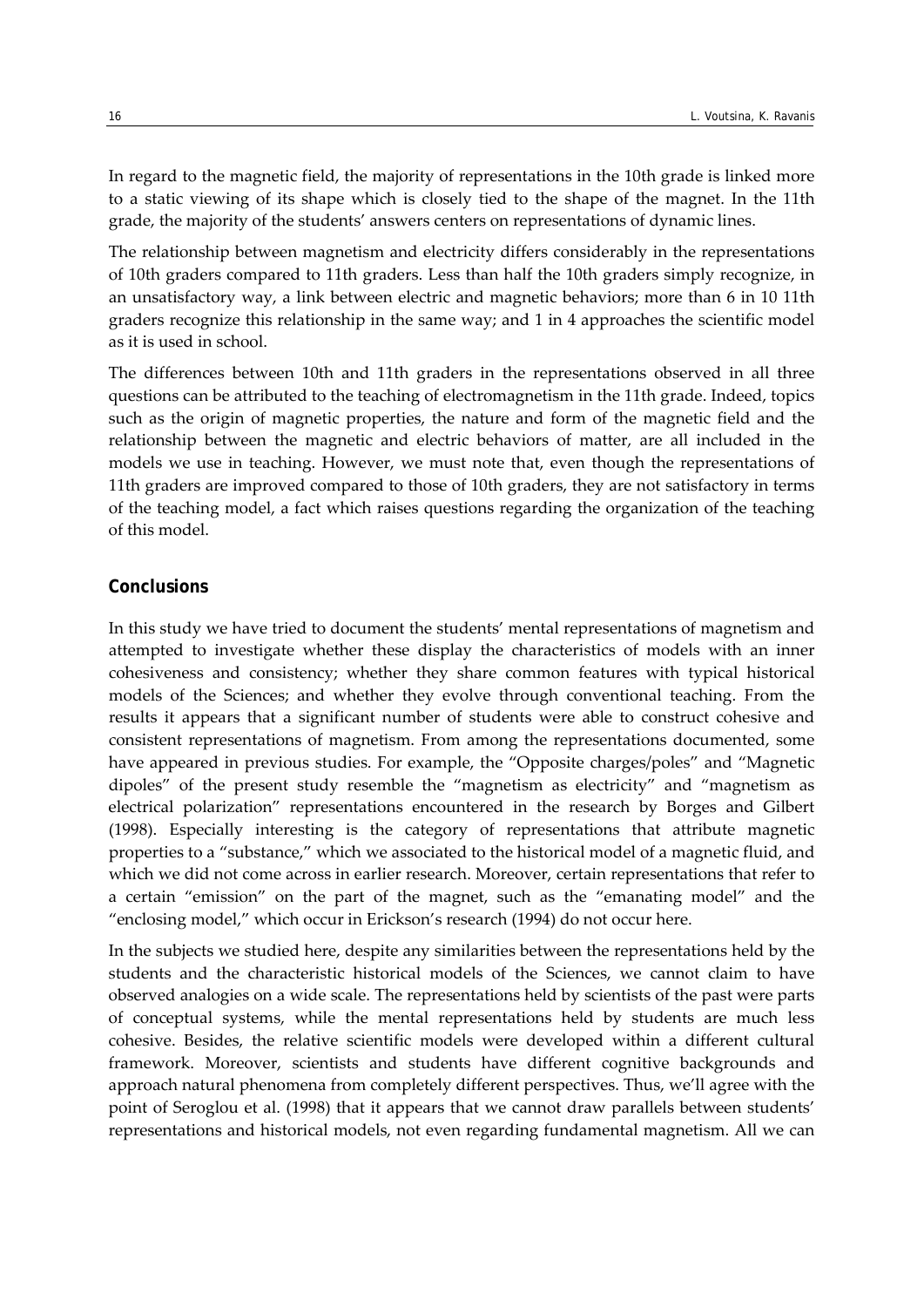In regard to the magnetic field, the majority of representations in the 10th grade is linked more to a static viewing of its shape which is closely tied to the shape of the magnet. In the 11th grade, the majority of the students' answers centers on representations of dynamic lines.

The relationship between magnetism and electricity differs considerably in the representations of 10th graders compared to 11th graders. Less than half the 10th graders simply recognize, in an unsatisfactory way, a link between electric and magnetic behaviors; more than 6 in 10 11th graders recognize this relationship in the same way; and 1 in 4 approaches the scientific model as it is used in school.

The differences between 10th and 11th graders in the representations observed in all three questions can be attributed to the teaching of electromagnetism in the 11th grade. Indeed, topics such as the origin of magnetic properties, the nature and form of the magnetic field and the relationship between the magnetic and electric behaviors of matter, are all included in the models we use in teaching. However, we must note that, even though the representations of 11th graders are improved compared to those of 10th graders, they are not satisfactory in terms of the teaching model, a fact which raises questions regarding the organization of the teaching of this model.

## Conclusions

In this study we have tried to document the students' mental representations of magnetism and attempted to investigate whether these display the characteristics of models with an inner cohesiveness and consistency; whether they share common features with typical historical models of the Sciences; and whether they evolve through conventional teaching. From the results it appears that a significant number of students were able to construct cohesive and consistent representations of magnetism. From among the representations documented, some have appeared in previous studies. For example, the "Opposite charges/poles" and "Magnetic dipoles" of the present study resemble the "magnetism as electricity" and "magnetism as electrical polarization" representations encountered in the research by Borges and Gilbert (1998). Especially interesting is the category of representations that attribute magnetic properties to a "substance," which we associated to the historical model of a magnetic fluid, and which we did not come across in earlier research. Moreover, certain representations that refer to a certain "emission" on the part of the magnet, such as the "emanating model" and the "enclosing model," which occur in Erickson's research (1994) do not occur here.

In the subjects we studied here, despite any similarities between the representations held by the students and the characteristic historical models of the Sciences, we cannot claim to have observed analogies on a wide scale. The representations held by scientists of the past were parts of conceptual systems, while the mental representations held by students are much less cohesive. Besides, the relative scientific models were developed within a different cultural framework. Moreover, scientists and students have different cognitive backgrounds and approach natural phenomena from completely different perspectives. Thus, we'll agree with the point of Seroglou et al. (1998) that it appears that we cannot draw parallels between students' representations and historical models, not even regarding fundamental magnetism. All we can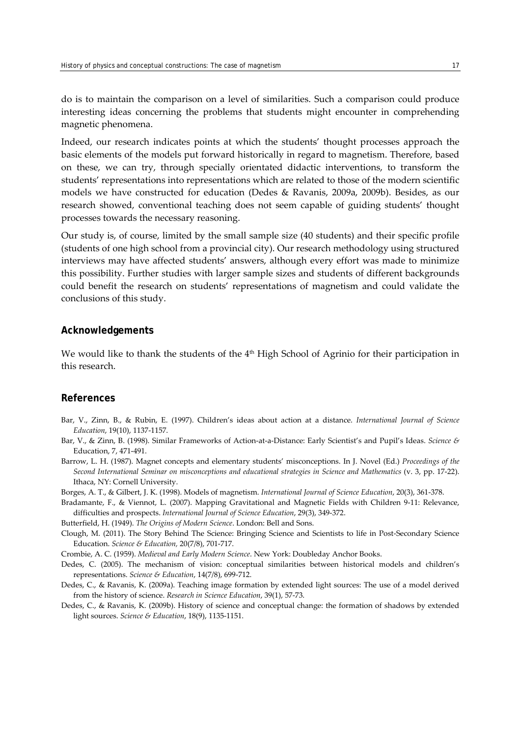do is to maintain the comparison on a level of similarities. Such a comparison could produce interesting ideas concerning the problems that students might encounter in comprehending magnetic phenomena.

Indeed, our research indicates points at which the students' thought processes approach the basic elements of the models put forward historically in regard to magnetism. Therefore, based on these, we can try, through specially orientated didactic interventions, to transform the students' representations into representations which are related to those of the modern scientific models we have constructed for education (Dedes & Ravanis, 2009a, 2009b). Besides, as our research showed, conventional teaching does not seem capable of guiding students' thought processes towards the necessary reasoning.

Our study is, of course, limited by the small sample size (40 students) and their specific profile (students of one high school from a provincial city). Our research methodology using structured interviews may have affected students' answers, although every effort was made to minimize this possibility. Further studies with larger sample sizes and students of different backgrounds could benefit the research on students' representations of magnetism and could validate the conclusions of this study.

## Acknowledgements

We would like to thank the students of the 4th High School of Agrinio for their participation in this research.

## References

Bar, V., Zinn, B., & Rubin, E. (1997). Children's ideas about action at a distance. *International Journal of Science Education*, 19(10), 1137-1157.

Bar, V., & Zinn, B. (1998). Similar Frameworks of Action-at-a-Distance: Early Scientist's and Pupil's Ideas. *Science &* Education, 7, 471-491.

Barrow, L. H. (1987). Magnet concepts and elementary students' misconceptions. In J. Novel (Ed.) *Proceedings of the Second International Seminar on misconceptions and educational strategies in Science and Mathematics* (v. 3, pp. 17-22). Ithaca, NY: Cornell University.

Borges, A. T., & Gilbert, J. K. (1998). Models of magnetism. *International Journal of Science Education*, 20(3), 361-378.

Bradamante, F., & Viennot, L. (2007). Mapping Gravitational and Magnetic Fields with Children 9-11: Relevance, difficulties and prospects. *International Journal of Science Education*, 29(3), 349-372.

Butterfield, H. (1949). *The Origins of Modern Science*. London: Bell and Sons.

Clough, M. (2011). The Story Behind The Science: Bringing Science and Scientists to life in Post-Secondary Science Education. *Science & Education,* 20(7/8), 701-717.

Crombie, A. C. (1959). *Medieval and Early Modern Science*. New York: Doubleday Anchor Books.

Dedes, C. (2005). The mechanism of vision: conceptual similarities between historical models and children's representations. *Science & Education*, 14(7/8), 699-712.

Dedes, C., & Ravanis, K. (2009a). Teaching image formation by extended light sources: The use of a model derived from the history of science. *Research in Science Education*, 39(1), 57-73.

Dedes, C., & Ravanis, K. (2009b). History of science and conceptual change: the formation of shadows by extended light sources. *Science & Education*, 18(9), 1135-1151.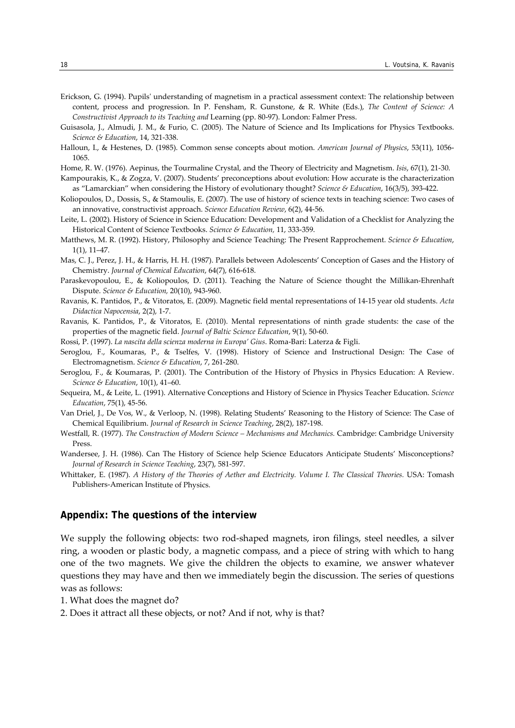Erickson, G. (1994). Pupils' understanding of magnetism in a practical assessment context: The relationship between content, process and progression. In P. Fensham, R. Gunstone, & R. White (Eds.), *The Content of Science: A Constructivist Approach to its Teaching and* Learning (pp. 80-97). London: Falmer Press.

Guisasola, J., Almudi, J. M., & Furio, C. (2005). The Nature of Science and Its Implications for Physics Textbooks. *Science & Education*, 14, 321-338.

Halloun, I., & Hestenes, D. (1985). Common sense concepts about motion. *American Journal of Physics*, 53(11), 1056-1065.

Home, R. W. (1976). Aepinus, the Tourmaline Crystal, and the Theory of Electricity and Magnetism. *Isis*, 67(1), 21-30.

Kampourakis, K., & Zogza, V. (2007). Students' preconceptions about evolution: How accurate is the characterization as "Lamarckian" when considering the History of evolutionary thought? *Science & Education*, 16(3/5), 393-422.

Koliopoulos, D., Dossis, S., & Stamoulis, E. (2007). The use of history of science texts in teaching science: Two cases of an innovative, constructivist approach. *Science Education Review*, 6(2), 44-56.

Leite, L. (2002). History of Science in Science Education: Development and Validation of a Checklist for Analyzing the Historical Content of Science Textbooks. *Science & Education,* 11, 333-359.

Matthews, M. R. (1992). History, Philosophy and Science Teaching: The Present Rapprochement. *Science & Education*, 1(1), 11–47.

Mas, C. J., Perez, J. H., & Harris, H. H. (1987). Parallels between Adolescents' Conception of Gases and the History of Chemistry. *Journal of Chemical Education*, 64(7), 616-618.

Paraskevopoulou, E., & Koliopoulos, D. (2011). Teaching the Nature of Science thought the Millikan-Ehrenhaft Dispute. *Science & Education,* 20(10), 943-960.

Ravanis, K. Pantidos, P., & Vitoratos, E. (2009). Magnetic field mental representations of 14-15 year old students. *Acta Didactica Napocensia*, 2(2), 1-7.

Ravanis, K. Pantidos, P., & Vitoratos, E. (2010). Mental representations of ninth grade students: the case of the properties of the magnetic field. *Journal of Baltic Science Education*, 9(1), 50-60.

Rossi, P. (1997). *La nascita della scienza moderna in Europa' Gius*. Roma-Bari: Laterza & Figli.

Seroglou, F., Koumaras, P., & Tselfes, V. (1998). History of Science and Instructional Design: The Case of Electromagnetism. *Science & Education*, 7, 261-280.

Seroglou, F., & Koumaras, P. (2001). The Contribution of the History of Physics in Physics Education: A Review. *Science & Education*, 10(1), 41–60.

Sequeira, M., & Leite, L. (1991). Alternative Conceptions and History of Science in Physics Teacher Education. *Science Education*, 75(1), 45-56.

Van Driel, J., De Vos, W., & Verloop, N. (1998). Relating Students' Reasoning to the History of Science: The Case of Chemical Equilibrium. *Journal of Research in Science Teaching*, 28(2), 187-198.

Westfall, R. (1977). *The Construction of Modern Science – Mechanisms and Mechanics.* Cambridge: Cambridge University Press.

Wandersee, J. H. (1986). Can The History of Science help Science Educators Anticipate Students' Misconceptions? *Journal of Research in Science Teaching*, 23(7), 581-597.

Whittaker, E. (1987). *A History of the Theories of Aether and Electricity. Volume I. The Classical Theories.* USA: Tomash Publishers-American Institute of Physics.

## Appendix: The questions of the interview

We supply the following objects: two rod-shaped magnets, iron filings, steel needles, a silver ring, a wooden or plastic body, a magnetic compass, and a piece of string with which to hang one of the two magnets. We give the children the objects to examine, we answer whatever questions they may have and then we immediately begin the discussion. The series of questions was as follows:

1. What does the magnet do?
2. Does it attract all these objects, or not? And if not, why is that?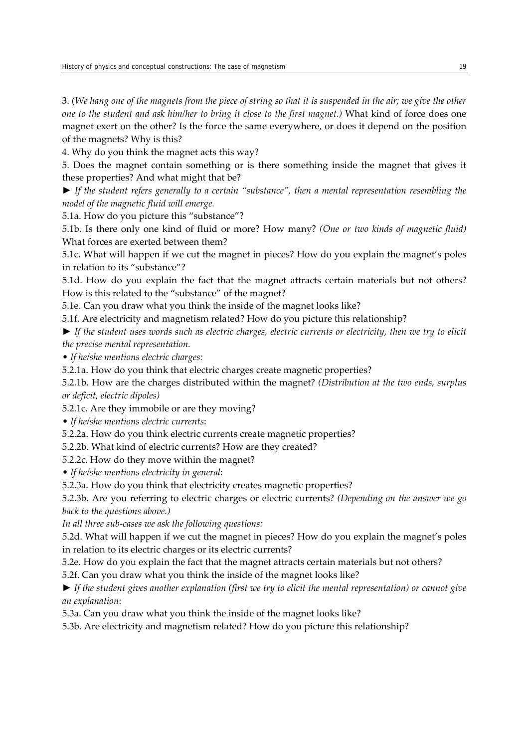3. (*We hang one of the magnets from the piece of string so that it is suspended in the air; we give the other one to the student and ask him/her to bring it close to the first magnet.*) What kind of force does one magnet exert on the other? Is the force the same everywhere, or does it depend on the position of the magnets? Why is this?

4. Why do you think the magnet acts this way?

5. Does the magnet contain something or is there something inside the magnet that gives it these properties? And what might that be?

► *If the student refers generally to a certain "substance", then a mental representation resembling the model of the magnetic fluid will emerge.*

5.1a. How do you picture this "substance"?

5.1b. Is there only one kind of fluid or more? How many? *(One or two kinds of magnetic fluid)* What forces are exerted between them?

5.1c. What will happen if we cut the magnet in pieces? How do you explain the magnet's poles in relation to its "substance"?

5.1d. How do you explain the fact that the magnet attracts certain materials but not others? How is this related to the "substance" of the magnet?

5.1e. Can you draw what you think the inside of the magnet looks like?

5.1f. Are electricity and magnetism related? How do you picture this relationship?

► *If the student uses words such as electric charges, electric currents or electricity, then we try to elicit the precise mental representation.*

• *If he/she mentions electric charges:*

5.2.1a. How do you think that electric charges create magnetic properties?

5.2.1b. How are the charges distributed within the magnet? *(Distribution at the two ends, surplus or deficit, electric dipoles)*

5.2.1c. Are they immobile or are they moving?

• *If he/she mentions electric currents*:

5.2.2a. How do you think electric currents create magnetic properties?

5.2.2b. What kind of electric currents? How are they created?

5.2.2c. How do they move within the magnet?

• *If he/she mentions electricity in general*:

5.2.3a. How do you think that electricity creates magnetic properties?

5.2.3b. Are you referring to electric charges or electric currents? *(Depending on the answer we go back to the questions above.)*

*In all three sub-cases we ask the following questions:*

5.2d. What will happen if we cut the magnet in pieces? How do you explain the magnet's poles in relation to its electric charges or its electric currents?

5.2e. How do you explain the fact that the magnet attracts certain materials but not others?

5.2f. Can you draw what you think the inside of the magnet looks like?

► *If the student gives another explanation (first we try to elicit the mental representation) or cannot give an explanation*:

5.3a. Can you draw what you think the inside of the magnet looks like?

5.3b. Are electricity and magnetism related? How do you picture this relationship?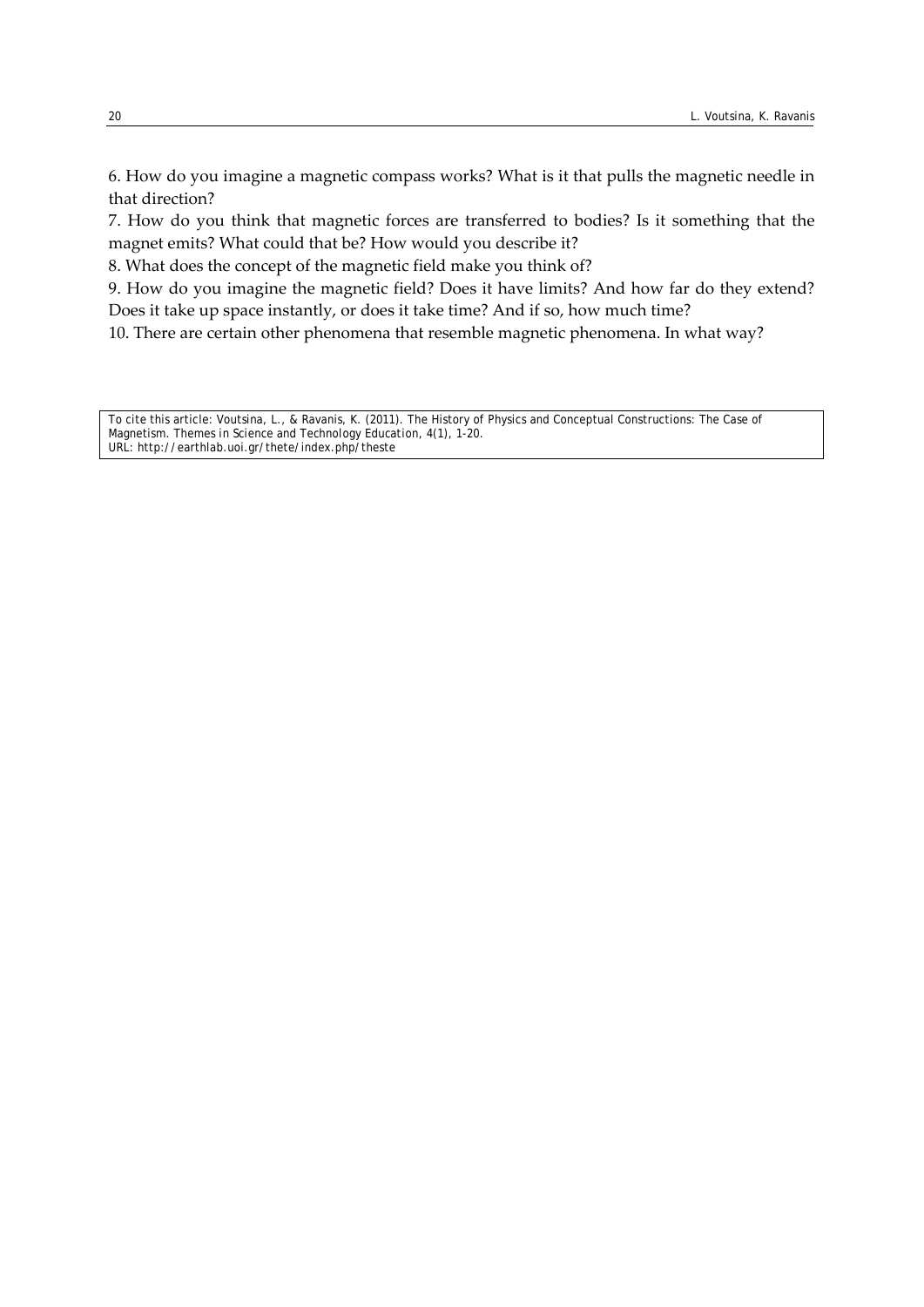6. How do you imagine a magnetic compass works? What is it that pulls the magnetic needle in that direction?

7. How do you think that magnetic forces are transferred to bodies? Is it something that the magnet emits? What could that be? How would you describe it?

8. What does the concept of the magnetic field make you think of?

9. How do you imagine the magnetic field? Does it have limits? And how far do they extend? Does it take up space instantly, or does it take time? And if so, how much time?

10. There are certain other phenomena that resemble magnetic phenomena. In what way?

To cite this article: Voutsina, L., & Ravanis, K. (2011). The History of Physics and Conceptual Constructions: The Case of Magnetism. *Themes in Science and Technology Education, 4*(1), 1-20.
URL: http://earthlab.uoi.gr/thete/index.php/theste